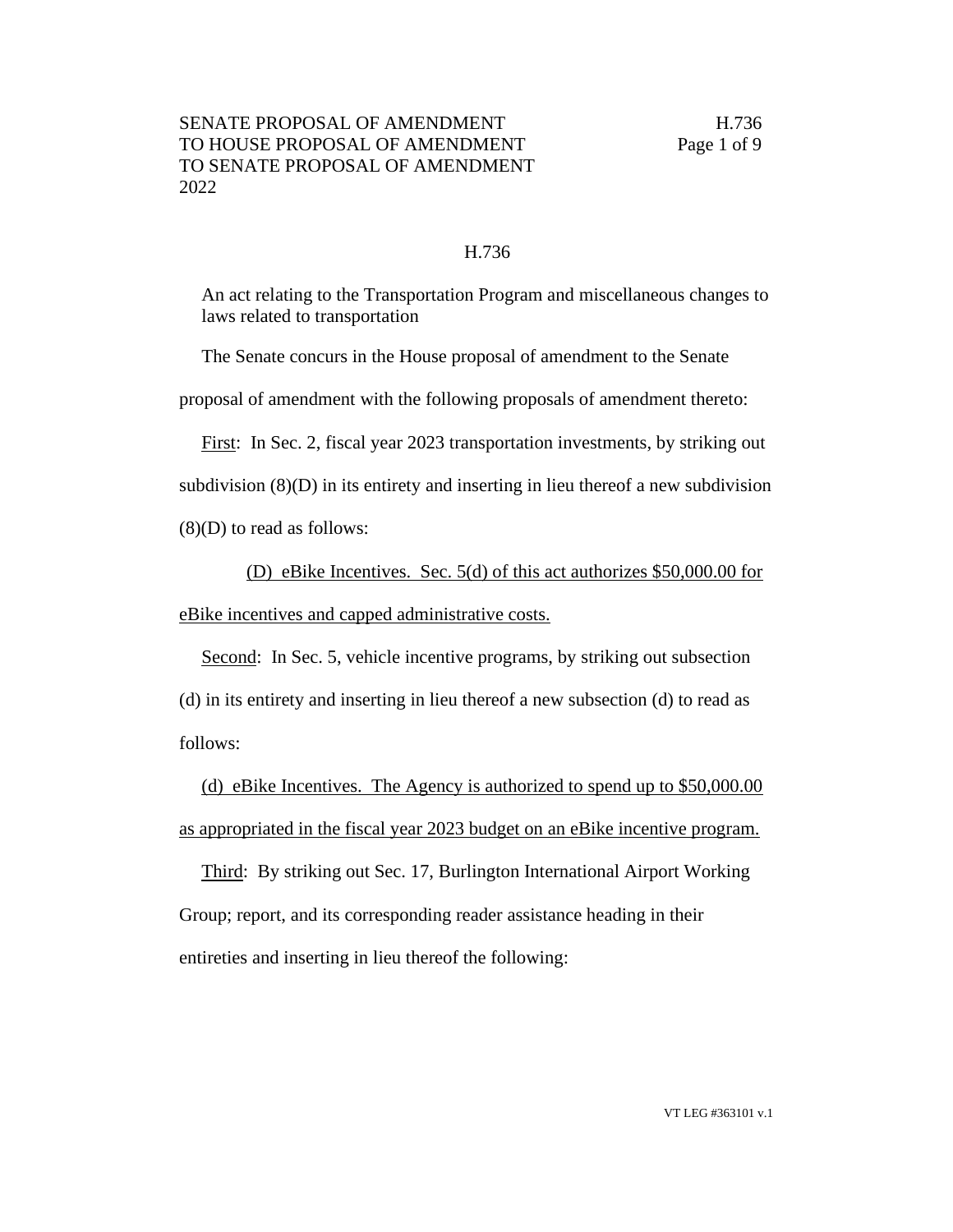SENATE PROPOSAL OF AMENDMENT TO HOUSE PROPOSAL OF AMENDMENT TO SENATE PROPOSAL OF AMENDMENT 2022

H.736

## H.736

An act relating to the Transportation Program and miscellaneous changes to laws related to transportation

The Senate concurs in the House proposal of amendment to the Senate proposal of amendment with the following proposals of amendment thereto:

First: In Sec. 2, fiscal year 2023 transportation investments, by striking out subdivision (8)(D) in its entirety and inserting in lieu thereof a new subdivision (8)(D) to read as follows:

(D) eBike Incentives. Sec. 5(d) of this act authorizes $50,000.00 for eBike incentives and capped administrative costs.

Second: In Sec. 5, vehicle incentive programs, by striking out subsection (d) in its entirety and inserting in lieu thereof a new subsection (d) to read as follows:

(d) eBike Incentives. The Agency is authorized to spend up to $50,000.00 as appropriated in the fiscal year 2023 budget on an eBike incentive program.

Third: By striking out Sec. 17, Burlington International Airport Working Group; report, and its corresponding reader assistance heading in their entireties and inserting in lieu thereof the following: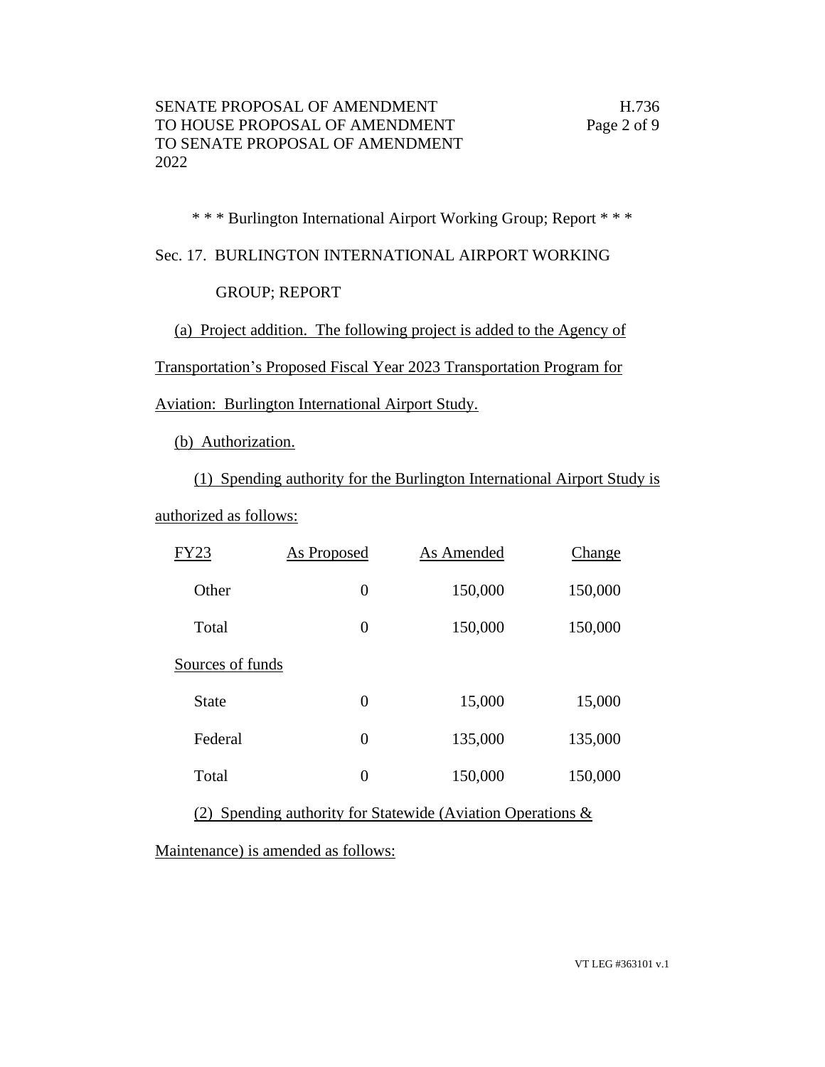\* \* \* Burlington International Airport Working Group; Report \* \* \*

Sec. 17. BURLINGTON INTERNATIONAL AIRPORT WORKING GROUP; REPORT

(a) Project addition. The following project is added to the Agency of Transportation's Proposed Fiscal Year 2023 Transportation Program for Aviation: Burlington International Airport Study.

(b) Authorization.

(1) Spending authority for the Burlington International Airport Study is authorized as follows:

| FY23 | As Proposed | As Amended | Change |
|---|---|---|---|
| Other | 0 | 150,000 | 150,000 |
| Total | 0 | 150,000 | 150,000 |
| Sources of funds | | | |
| State | 0 | 15,000 | 15,000 |
| Federal | 0 | 135,000 | 135,000 |
| Total | 0 | 150,000 | 150,000 |

(2) Spending authority for Statewide (Aviation Operations & Maintenance) is amended as follows: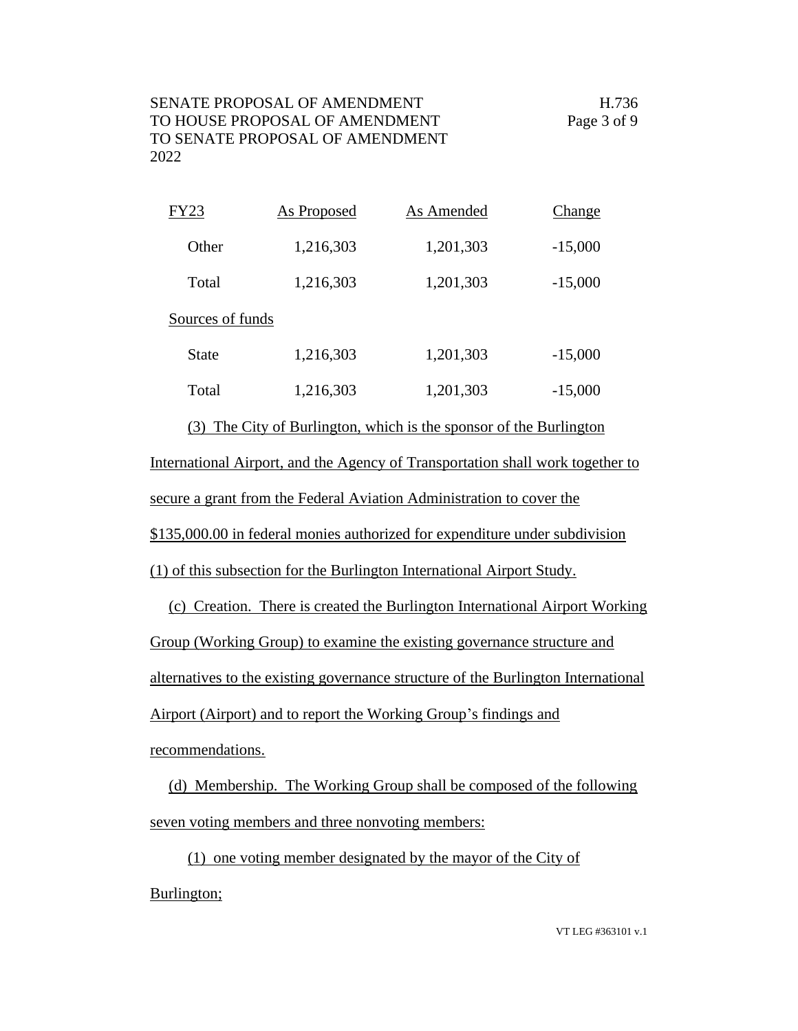| FY23 | As Proposed | As Amended | Change |
|---|---|---|---|
| Other | 1,216,303 | 1,201,303 | -15,000 |
| Total | 1,216,303 | 1,201,303 | -15,000 |
| Sources of funds | | | |
| State | 1,216,303 | 1,201,303 | -15,000 |
| Total | 1,216,303 | 1,201,303 | -15,000 |

(3) The City of Burlington, which is the sponsor of the Burlington International Airport, and the Agency of Transportation shall work together to secure a grant from the Federal Aviation Administration to cover the $135,000.00 in federal monies authorized for expenditure under subdivision (1) of this subsection for the Burlington International Airport Study.

(c) Creation. There is created the Burlington International Airport Working Group (Working Group) to examine the existing governance structure and alternatives to the existing governance structure of the Burlington International Airport (Airport) and to report the Working Group's findings and recommendations.

(d) Membership. The Working Group shall be composed of the following seven voting members and three nonvoting members:

(1) one voting member designated by the mayor of the City of Burlington;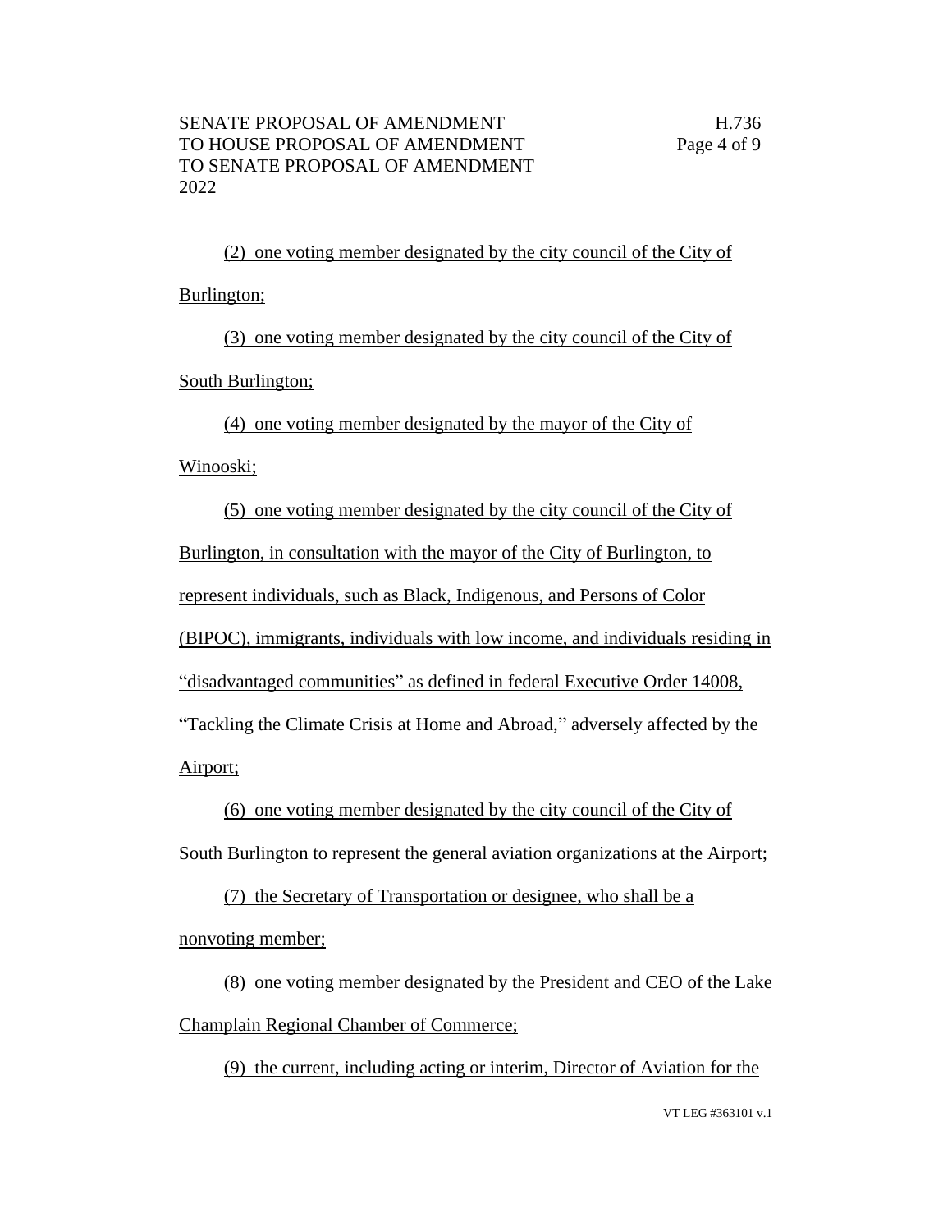(2) one voting member designated by the city council of the City of Burlington;

(3) one voting member designated by the city council of the City of South Burlington;

(4) one voting member designated by the mayor of the City of Winooski;

(5) one voting member designated by the city council of the City of Burlington, in consultation with the mayor of the City of Burlington, to represent individuals, such as Black, Indigenous, and Persons of Color (BIPOC), immigrants, individuals with low income, and individuals residing in "disadvantaged communities" as defined in federal Executive Order 14008, "Tackling the Climate Crisis at Home and Abroad," adversely affected by the Airport;

(6) one voting member designated by the city council of the City of South Burlington to represent the general aviation organizations at the Airport;

(7) the Secretary of Transportation or designee, who shall be a nonvoting member;

(8) one voting member designated by the President and CEO of the Lake Champlain Regional Chamber of Commerce;

(9) the current, including acting or interim, Director of Aviation for the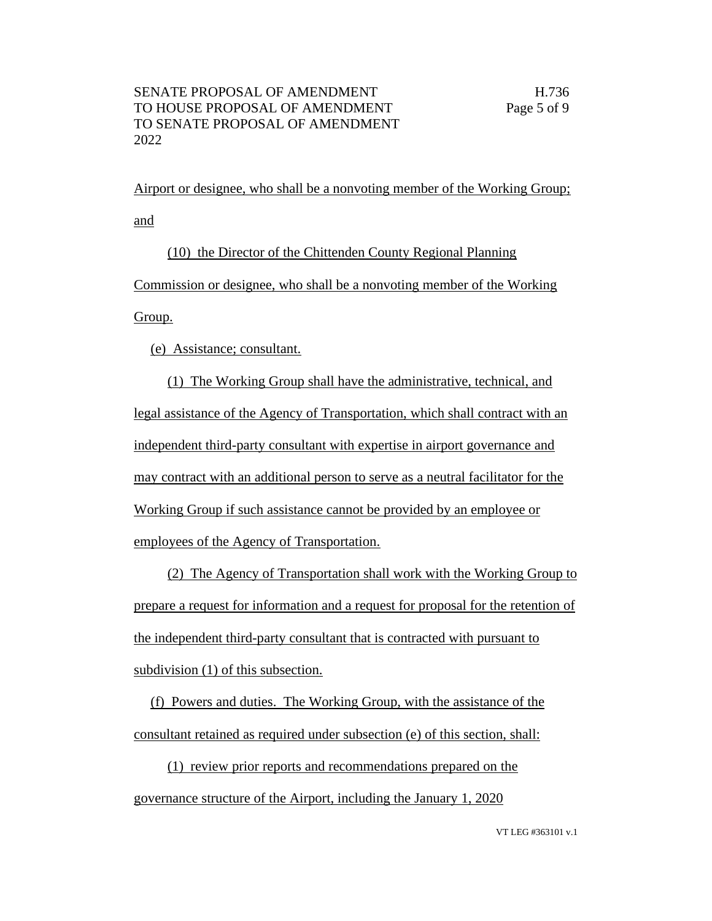Airport or designee, who shall be a nonvoting member of the Working Group; and

(10) the Director of the Chittenden County Regional Planning Commission or designee, who shall be a nonvoting member of the Working Group.

(e) Assistance; consultant.

(1) The Working Group shall have the administrative, technical, and legal assistance of the Agency of Transportation, which shall contract with an independent third-party consultant with expertise in airport governance and may contract with an additional person to serve as a neutral facilitator for the Working Group if such assistance cannot be provided by an employee or employees of the Agency of Transportation.

(2) The Agency of Transportation shall work with the Working Group to prepare a request for information and a request for proposal for the retention of the independent third-party consultant that is contracted with pursuant to subdivision (1) of this subsection.

(f) Powers and duties. The Working Group, with the assistance of the consultant retained as required under subsection (e) of this section, shall:

(1) review prior reports and recommendations prepared on the governance structure of the Airport, including the January 1, 2020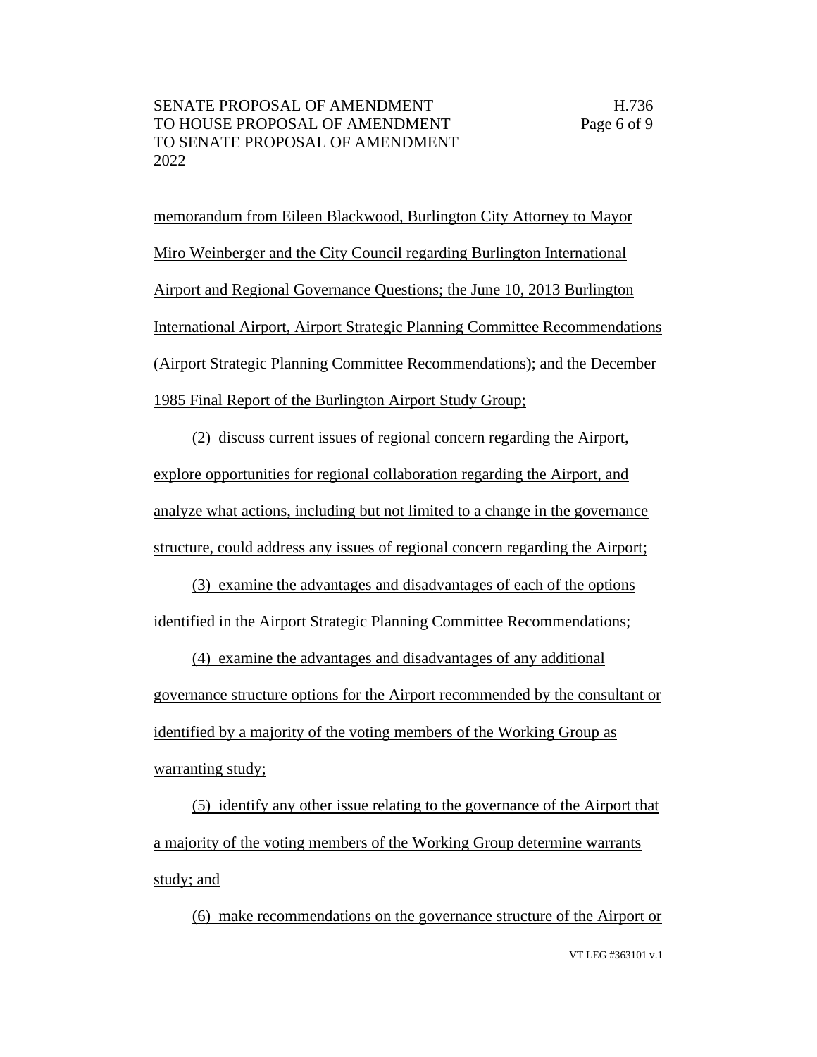memorandum from Eileen Blackwood, Burlington City Attorney to Mayor Miro Weinberger and the City Council regarding Burlington International Airport and Regional Governance Questions; the June 10, 2013 Burlington International Airport, Airport Strategic Planning Committee Recommendations (Airport Strategic Planning Committee Recommendations); and the December 1985 Final Report of the Burlington Airport Study Group;

(2) discuss current issues of regional concern regarding the Airport, explore opportunities for regional collaboration regarding the Airport, and analyze what actions, including but not limited to a change in the governance structure, could address any issues of regional concern regarding the Airport;

(3) examine the advantages and disadvantages of each of the options identified in the Airport Strategic Planning Committee Recommendations;

(4) examine the advantages and disadvantages of any additional governance structure options for the Airport recommended by the consultant or identified by a majority of the voting members of the Working Group as warranting study;

(5) identify any other issue relating to the governance of the Airport that a majority of the voting members of the Working Group determine warrants study; and

(6) make recommendations on the governance structure of the Airport or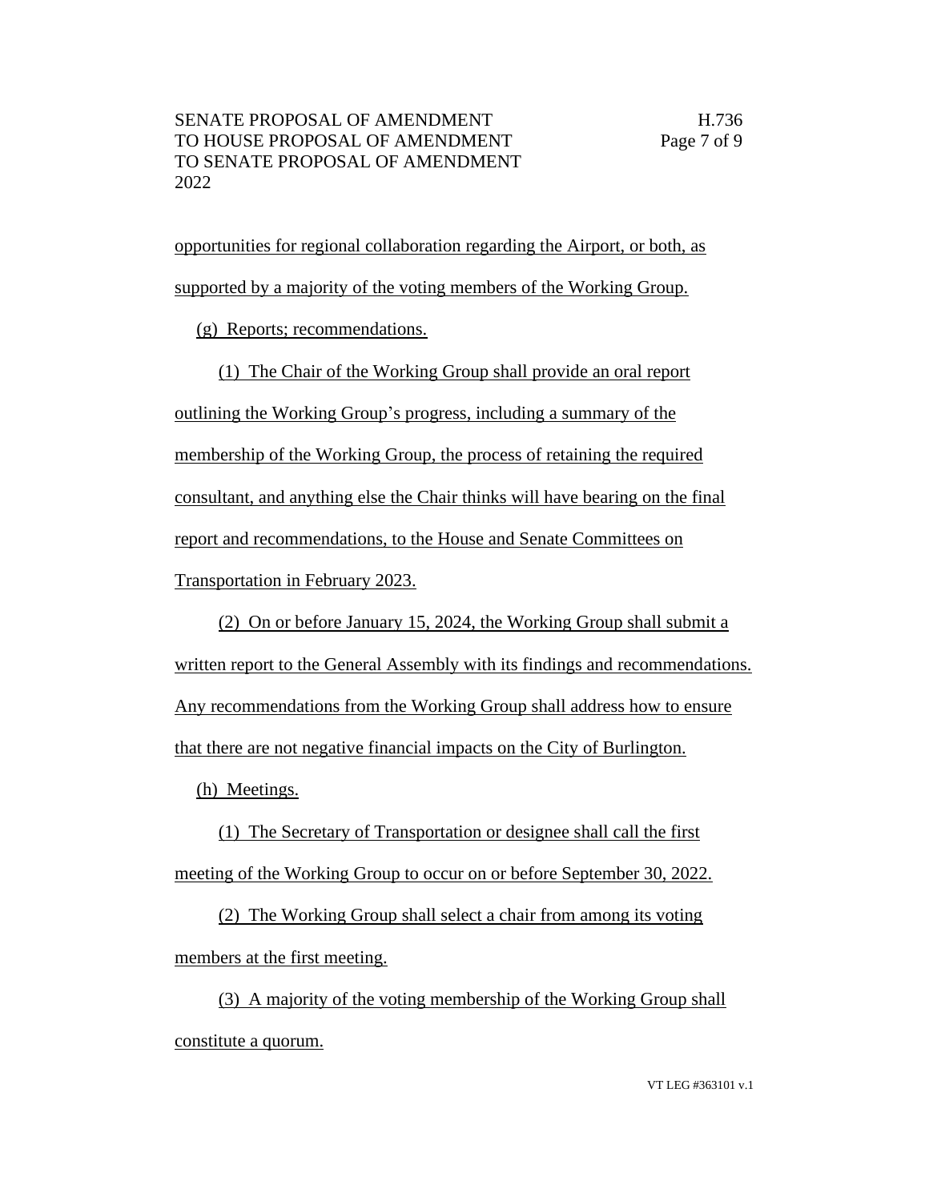opportunities for regional collaboration regarding the Airport, or both, as supported by a majority of the voting members of the Working Group.

(g) Reports; recommendations.

(1) The Chair of the Working Group shall provide an oral report outlining the Working Group's progress, including a summary of the membership of the Working Group, the process of retaining the required consultant, and anything else the Chair thinks will have bearing on the final report and recommendations, to the House and Senate Committees on Transportation in February 2023.

(2) On or before January 15, 2024, the Working Group shall submit a written report to the General Assembly with its findings and recommendations. Any recommendations from the Working Group shall address how to ensure that there are not negative financial impacts on the City of Burlington.

(h) Meetings.

(1) The Secretary of Transportation or designee shall call the first meeting of the Working Group to occur on or before September 30, 2022.

(2) The Working Group shall select a chair from among its voting members at the first meeting.

(3) A majority of the voting membership of the Working Group shall constitute a quorum.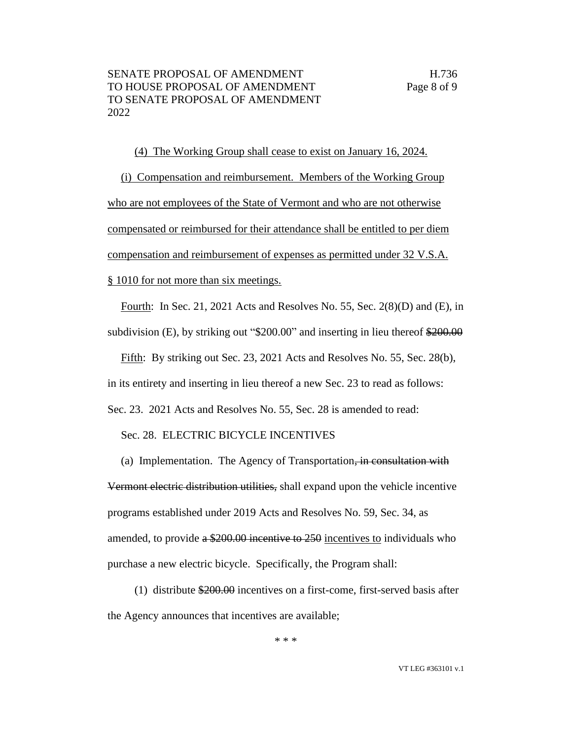(4) The Working Group shall cease to exist on January 16, 2024.

(i) Compensation and reimbursement. Members of the Working Group who are not employees of the State of Vermont and who are not otherwise compensated or reimbursed for their attendance shall be entitled to per diem compensation and reimbursement of expenses as permitted under 32 V.S.A. § 1010 for not more than six meetings.

Fourth: In Sec. 21, 2021 Acts and Resolves No. 55, Sec. 2(8)(D) and (E), in subdivision (E), by striking out "$200.00" and inserting in lieu thereof ~~$200.00~~

Fifth: By striking out Sec. 23, 2021 Acts and Resolves No. 55, Sec. 28(b), in its entirety and inserting in lieu thereof a new Sec. 23 to read as follows:

Sec. 23. 2021 Acts and Resolves No. 55, Sec. 28 is amended to read:

Sec. 28. ELECTRIC BICYCLE INCENTIVES

(a) Implementation. The Agency of Transportation~~, in consultation with Vermont electric distribution utilities,~~ shall expand upon the vehicle incentive programs established under 2019 Acts and Resolves No. 59, Sec. 34, as amended, to provide ~~a $200.00 incentive to 250~~ incentives to individuals who purchase a new electric bicycle. Specifically, the Program shall:

(1) distribute ~~$200.00~~ incentives on a first-come, first-served basis after the Agency announces that incentives are available;

\* \* \*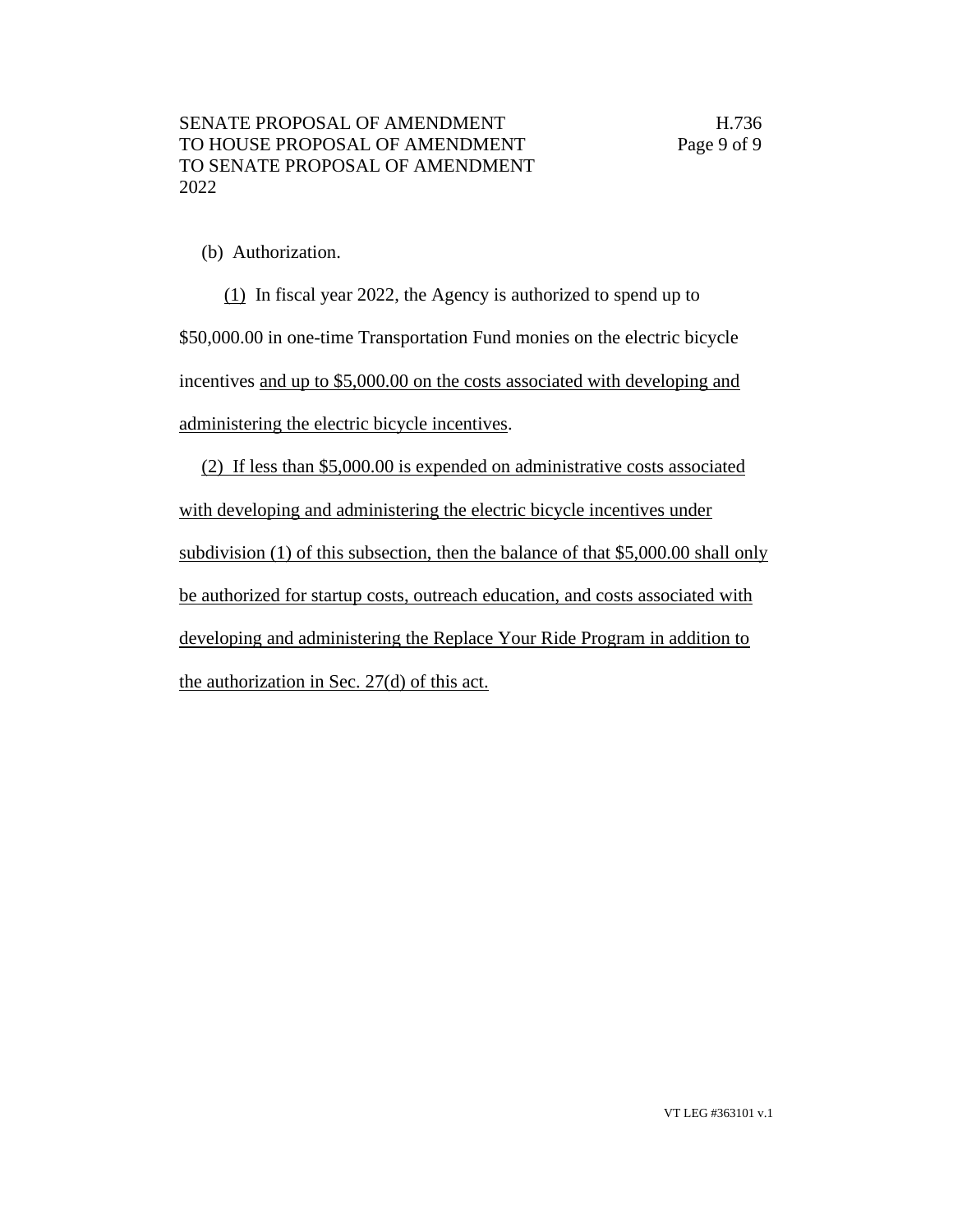(b) Authorization.

(1) In fiscal year 2022, the Agency is authorized to spend up to $50,000.00 in one-time Transportation Fund monies on the electric bicycle incentives and up to $5,000.00 on the costs associated with developing and administering the electric bicycle incentives.

(2) If less than $5,000.00 is expended on administrative costs associated with developing and administering the electric bicycle incentives under subdivision (1) of this subsection, then the balance of that $5,000.00 shall only be authorized for startup costs, outreach education, and costs associated with developing and administering the Replace Your Ride Program in addition to the authorization in Sec. 27(d) of this act.